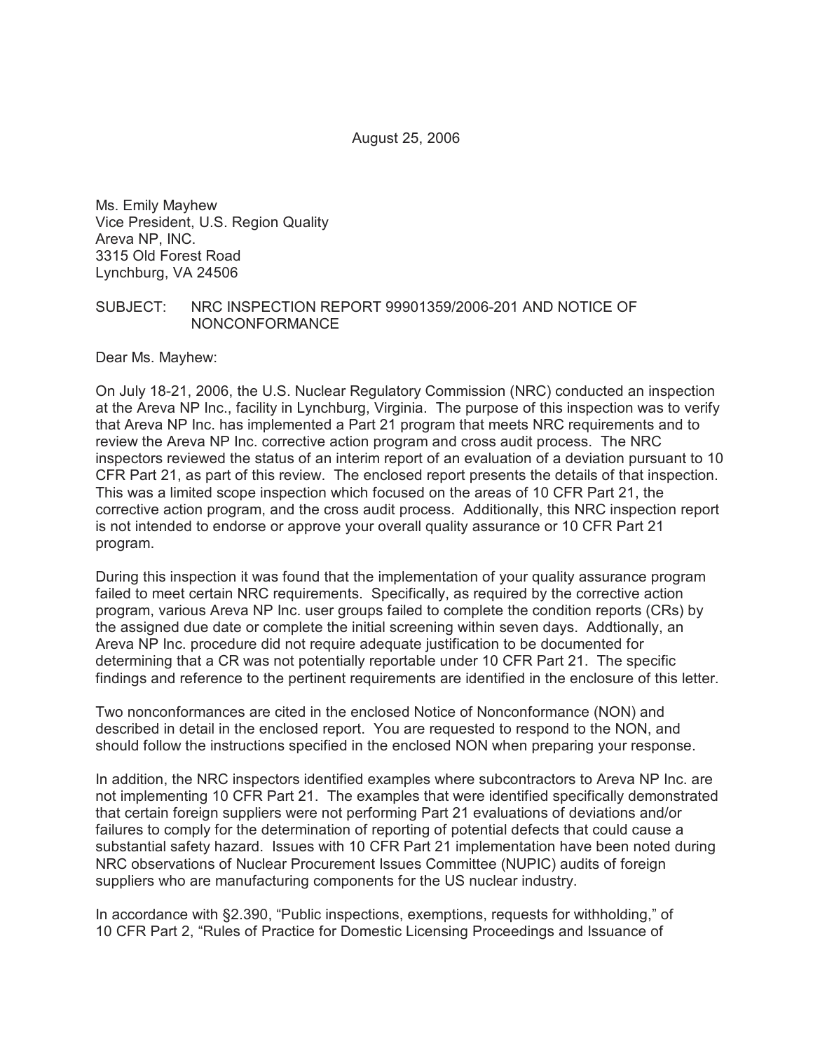August 25, 2006

Ms. Emily Mayhew
Vice President, U.S. Region Quality
Areva NP, INC.
3315 Old Forest Road
Lynchburg, VA 24506

SUBJECT: NRC INSPECTION REPORT 99901359/2006-201 AND NOTICE OF NONCONFORMANCE

Dear Ms. Mayhew:

On July 18-21, 2006, the U.S. Nuclear Regulatory Commission (NRC) conducted an inspection at the Areva NP Inc., facility in Lynchburg, Virginia. The purpose of this inspection was to verify that Areva NP Inc. has implemented a Part 21 program that meets NRC requirements and to review the Areva NP Inc. corrective action program and cross audit process. The NRC inspectors reviewed the status of an interim report of an evaluation of a deviation pursuant to 10 CFR Part 21, as part of this review. The enclosed report presents the details of that inspection. This was a limited scope inspection which focused on the areas of 10 CFR Part 21, the corrective action program, and the cross audit process. Additionally, this NRC inspection report is not intended to endorse or approve your overall quality assurance or 10 CFR Part 21 program.

During this inspection it was found that the implementation of your quality assurance program failed to meet certain NRC requirements. Specifically, as required by the corrective action program, various Areva NP Inc. user groups failed to complete the condition reports (CRs) by the assigned due date or complete the initial screening within seven days. Addtionally, an Areva NP Inc. procedure did not require adequate justification to be documented for determining that a CR was not potentially reportable under 10 CFR Part 21. The specific findings and reference to the pertinent requirements are identified in the enclosure of this letter.

Two nonconformances are cited in the enclosed Notice of Nonconformance (NON) and described in detail in the enclosed report. You are requested to respond to the NON, and should follow the instructions specified in the enclosed NON when preparing your response.

In addition, the NRC inspectors identified examples where subcontractors to Areva NP Inc. are not implementing 10 CFR Part 21. The examples that were identified specifically demonstrated that certain foreign suppliers were not performing Part 21 evaluations of deviations and/or failures to comply for the determination of reporting of potential defects that could cause a substantial safety hazard. Issues with 10 CFR Part 21 implementation have been noted during NRC observations of Nuclear Procurement Issues Committee (NUPIC) audits of foreign suppliers who are manufacturing components for the US nuclear industry.

In accordance with §2.390, "Public inspections, exemptions, requests for withholding," of 10 CFR Part 2, "Rules of Practice for Domestic Licensing Proceedings and Issuance of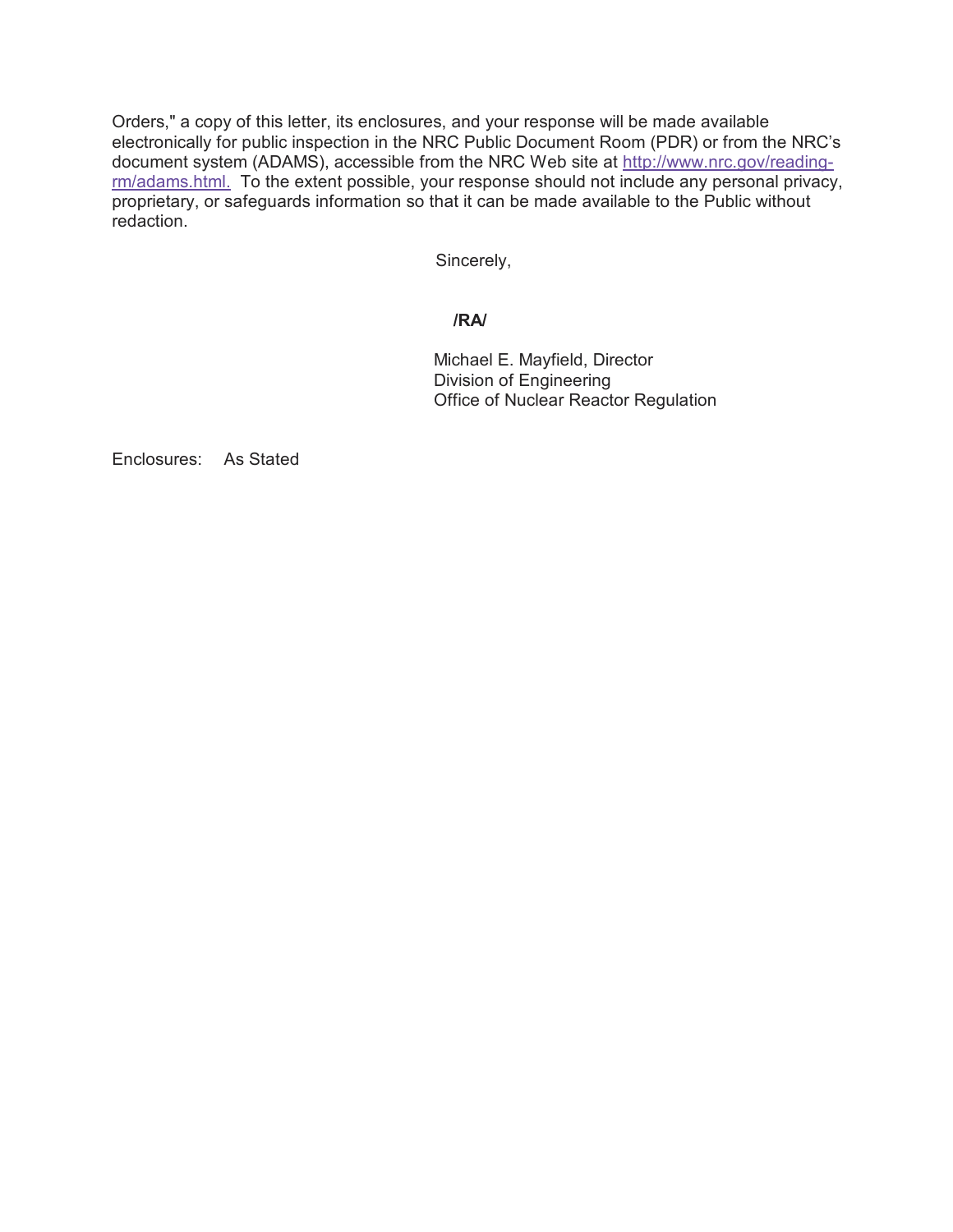Orders," a copy of this letter, its enclosures, and your response will be made available electronically for public inspection in the NRC Public Document Room (PDR) or from the NRC's document system (ADAMS), accessible from the NRC Web site at http://www.nrc.gov/reading-rm/adams.html. To the extent possible, your response should not include any personal privacy, proprietary, or safeguards information so that it can be made available to the Public without redaction.

Sincerely,

**/RA/**

Michael E. Mayfield, Director
Division of Engineering
Office of Nuclear Reactor Regulation

Enclosures: As Stated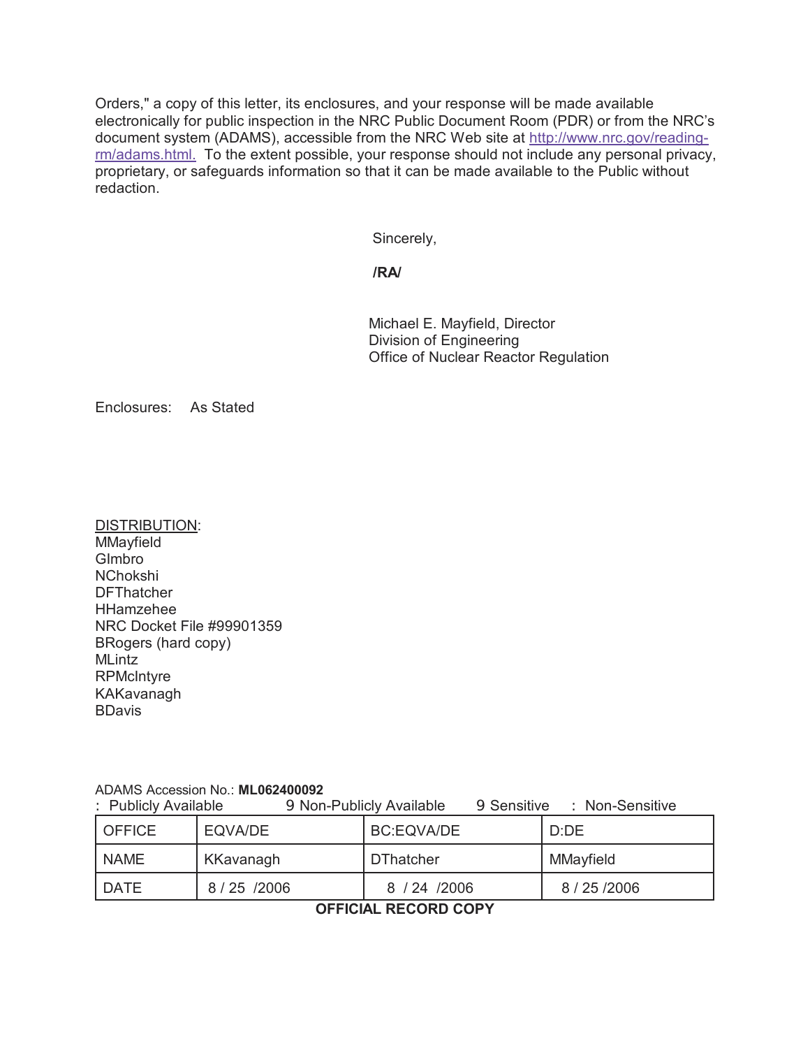Orders," a copy of this letter, its enclosures, and your response will be made available electronically for public inspection in the NRC Public Document Room (PDR) or from the NRC's document system (ADAMS), accessible from the NRC Web site at http://www.nrc.gov/reading-rm/adams.html. To the extent possible, your response should not include any personal privacy, proprietary, or safeguards information so that it can be made available to the Public without redaction.

Sincerely,

**/RA/**

Michael E. Mayfield, Director
Division of Engineering
Office of Nuclear Reactor Regulation

Enclosures: As Stated

DISTRIBUTION:
MMayfield
GImbro
NChokshi
DFThatcher
HHamzehee
NRC Docket File #99901359
BRogers (hard copy)
MLintz
RPMcIntyre
KAKavanagh
BDavis

ADAMS Accession No.: **ML062400092**
: Publicly Available 9 Non-Publicly Available 9 Sensitive : Non-Sensitive

| OFFICE | EQVA/DE | BC:EQVA/DE | D:DE |
|---|---|---|---|
| NAME | KKavanagh | DThatcher | MMayfield |
| DATE | 8 / 25 /2006 | 8 / 24 /2006 | 8 / 25 /2006 |

**OFFICIAL RECORD COPY**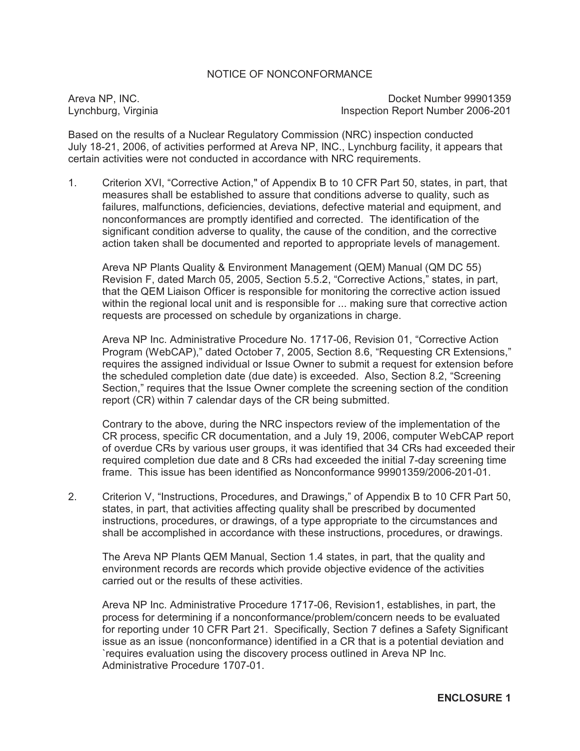# NOTICE OF NONCONFORMANCE

Areva NP, INC.
Lynchburg, Virginia

Docket Number 99901359
Inspection Report Number 2006-201

Based on the results of a Nuclear Regulatory Commission (NRC) inspection conducted July 18-21, 2006, of activities performed at Areva NP, INC., Lynchburg facility, it appears that certain activities were not conducted in accordance with NRC requirements.

1. Criterion XVI, "Corrective Action," of Appendix B to 10 CFR Part 50, states, in part, that measures shall be established to assure that conditions adverse to quality, such as failures, malfunctions, deficiencies, deviations, defective material and equipment, and nonconformances are promptly identified and corrected. The identification of the significant condition adverse to quality, the cause of the condition, and the corrective action taken shall be documented and reported to appropriate levels of management.

   Areva NP Plants Quality & Environment Management (QEM) Manual (QM DC 55) Revision F, dated March 05, 2005, Section 5.5.2, "Corrective Actions," states, in part, that the QEM Liaison Officer is responsible for monitoring the corrective action issued within the regional local unit and is responsible for ... making sure that corrective action requests are processed on schedule by organizations in charge.

   Areva NP Inc. Administrative Procedure No. 1717-06, Revision 01, "Corrective Action Program (WebCAP)," dated October 7, 2005, Section 8.6, "Requesting CR Extensions," requires the assigned individual or Issue Owner to submit a request for extension before the scheduled completion date (due date) is exceeded. Also, Section 8.2, "Screening Section," requires that the Issue Owner complete the screening section of the condition report (CR) within 7 calendar days of the CR being submitted.

   Contrary to the above, during the NRC inspectors review of the implementation of the CR process, specific CR documentation, and a July 19, 2006, computer WebCAP report of overdue CRs by various user groups, it was identified that 34 CRs had exceeded their required completion due date and 8 CRs had exceeded the initial 7-day screening time frame. This issue has been identified as Nonconformance 99901359/2006-201-01.

2. Criterion V, "Instructions, Procedures, and Drawings," of Appendix B to 10 CFR Part 50, states, in part, that activities affecting quality shall be prescribed by documented instructions, procedures, or drawings, of a type appropriate to the circumstances and shall be accomplished in accordance with these instructions, procedures, or drawings.

   The Areva NP Plants QEM Manual, Section 1.4 states, in part, that the quality and environment records are records which provide objective evidence of the activities carried out or the results of these activities.

   Areva NP Inc. Administrative Procedure 1717-06, Revision1, establishes, in part, the process for determining if a nonconformance/problem/concern needs to be evaluated for reporting under 10 CFR Part 21. Specifically, Section 7 defines a Safety Significant issue as an issue (nonconformance) identified in a CR that is a potential deviation and `requires evaluation using the discovery process outlined in Areva NP Inc. Administrative Procedure 1707-01.

**ENCLOSURE 1**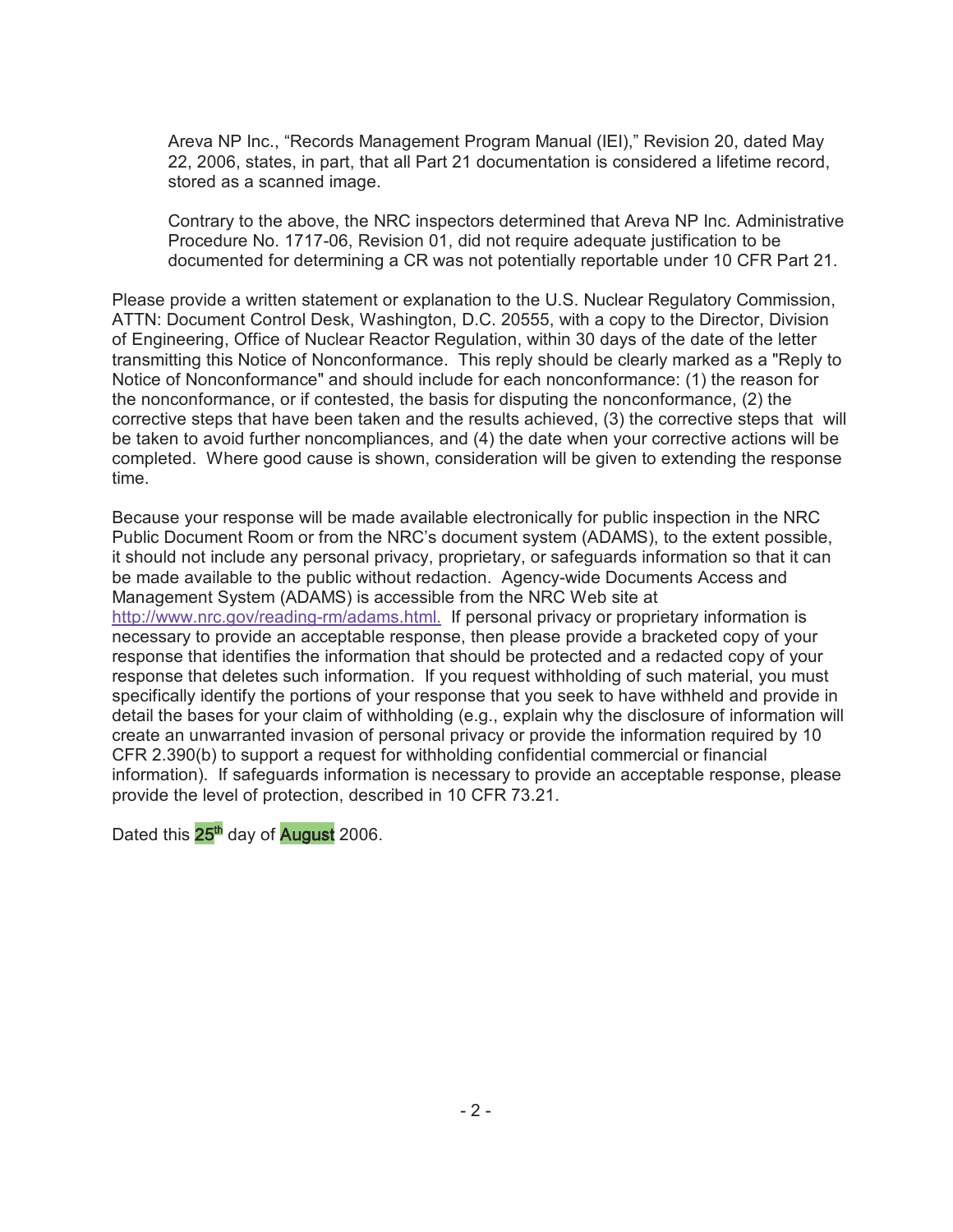Areva NP Inc., "Records Management Program Manual (IEI)," Revision 20, dated May 22, 2006, states, in part, that all Part 21 documentation is considered a lifetime record, stored as a scanned image.

Contrary to the above, the NRC inspectors determined that Areva NP Inc. Administrative Procedure No. 1717-06, Revision 01, did not require adequate justification to be documented for determining a CR was not potentially reportable under 10 CFR Part 21.

Please provide a written statement or explanation to the U.S. Nuclear Regulatory Commission, ATTN: Document Control Desk, Washington, D.C. 20555, with a copy to the Director, Division of Engineering, Office of Nuclear Reactor Regulation, within 30 days of the date of the letter transmitting this Notice of Nonconformance. This reply should be clearly marked as a "Reply to Notice of Nonconformance" and should include for each nonconformance: (1) the reason for the nonconformance, or if contested, the basis for disputing the nonconformance, (2) the corrective steps that have been taken and the results achieved, (3) the corrective steps that will be taken to avoid further noncompliances, and (4) the date when your corrective actions will be completed. Where good cause is shown, consideration will be given to extending the response time.

Because your response will be made available electronically for public inspection in the NRC Public Document Room or from the NRC's document system (ADAMS), to the extent possible, it should not include any personal privacy, proprietary, or safeguards information so that it can be made available to the public without redaction. Agency-wide Documents Access and Management System (ADAMS) is accessible from the NRC Web site at http://www.nrc.gov/reading-rm/adams.html. If personal privacy or proprietary information is necessary to provide an acceptable response, then please provide a bracketed copy of your response that identifies the information that should be protected and a redacted copy of your response that deletes such information. If you request withholding of such material, you must specifically identify the portions of your response that you seek to have withheld and provide in detail the bases for your claim of withholding (e.g., explain why the disclosure of information will create an unwarranted invasion of personal privacy or provide the information required by 10 CFR 2.390(b) to support a request for withholding confidential commercial or financial information). If safeguards information is necessary to provide an acceptable response, please provide the level of protection, described in 10 CFR 73.21.

Dated this 25th day of August 2006.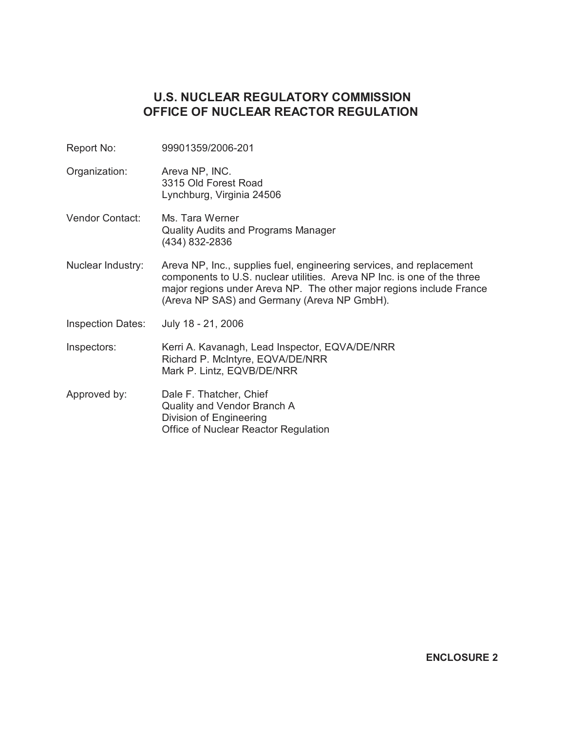# U.S. NUCLEAR REGULATORY COMMISSION
# OFFICE OF NUCLEAR REACTOR REGULATION

| | |
|---|---|
| Report No: | 99901359/2006-201 |
| Organization: | Areva NP, INC.<br>3315 Old Forest Road<br>Lynchburg, Virginia 24506 |
| Vendor Contact: | Ms. Tara Werner<br>Quality Audits and Programs Manager<br>(434) 832-2836 |
| Nuclear Industry: | Areva NP, Inc., supplies fuel, engineering services, and replacement components to U.S. nuclear utilities. Areva NP Inc. is one of the three major regions under Areva NP. The other major regions include France (Areva NP SAS) and Germany (Areva NP GmbH). |
| Inspection Dates: | July 18 - 21, 2006 |
| Inspectors: | Kerri A. Kavanagh, Lead Inspector, EQVA/DE/NRR<br>Richard P. McIntyre, EQVA/DE/NRR<br>Mark P. Lintz, EQVB/DE/NRR |
| Approved by: | Dale F. Thatcher, Chief<br>Quality and Vendor Branch A<br>Division of Engineering<br>Office of Nuclear Reactor Regulation |

**ENCLOSURE 2**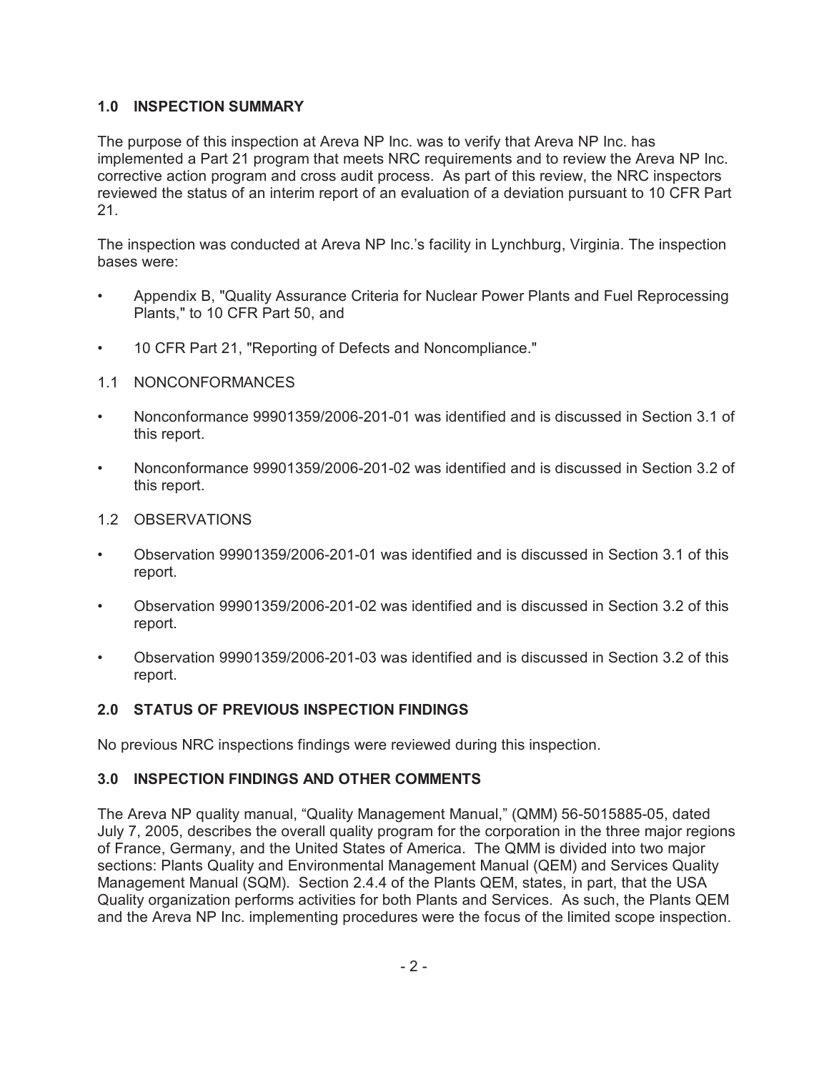## 1.0 INSPECTION SUMMARY

The purpose of this inspection at Areva NP Inc. was to verify that Areva NP Inc. has implemented a Part 21 program that meets NRC requirements and to review the Areva NP Inc. corrective action program and cross audit process. As part of this review, the NRC inspectors reviewed the status of an interim report of an evaluation of a deviation pursuant to 10 CFR Part 21.

The inspection was conducted at Areva NP Inc.'s facility in Lynchburg, Virginia. The inspection bases were:

- Appendix B, "Quality Assurance Criteria for Nuclear Power Plants and Fuel Reprocessing Plants," to 10 CFR Part 50, and
- 10 CFR Part 21, "Reporting of Defects and Noncompliance."

### 1.1 NONCONFORMANCES

- Nonconformance 99901359/2006-201-01 was identified and is discussed in Section 3.1 of this report.
- Nonconformance 99901359/2006-201-02 was identified and is discussed in Section 3.2 of this report.

### 1.2 OBSERVATIONS

- Observation 99901359/2006-201-01 was identified and is discussed in Section 3.1 of this report.
- Observation 99901359/2006-201-02 was identified and is discussed in Section 3.2 of this report.
- Observation 99901359/2006-201-03 was identified and is discussed in Section 3.2 of this report.

## 2.0 STATUS OF PREVIOUS INSPECTION FINDINGS

No previous NRC inspections findings were reviewed during this inspection.

## 3.0 INSPECTION FINDINGS AND OTHER COMMENTS

The Areva NP quality manual, "Quality Management Manual," (QMM) 56-5015885-05, dated July 7, 2005, describes the overall quality program for the corporation in the three major regions of France, Germany, and the United States of America. The QMM is divided into two major sections: Plants Quality and Environmental Management Manual (QEM) and Services Quality Management Manual (SQM). Section 2.4.4 of the Plants QEM, states, in part, that the USA Quality organization performs activities for both Plants and Services. As such, the Plants QEM and the Areva NP Inc. implementing procedures were the focus of the limited scope inspection.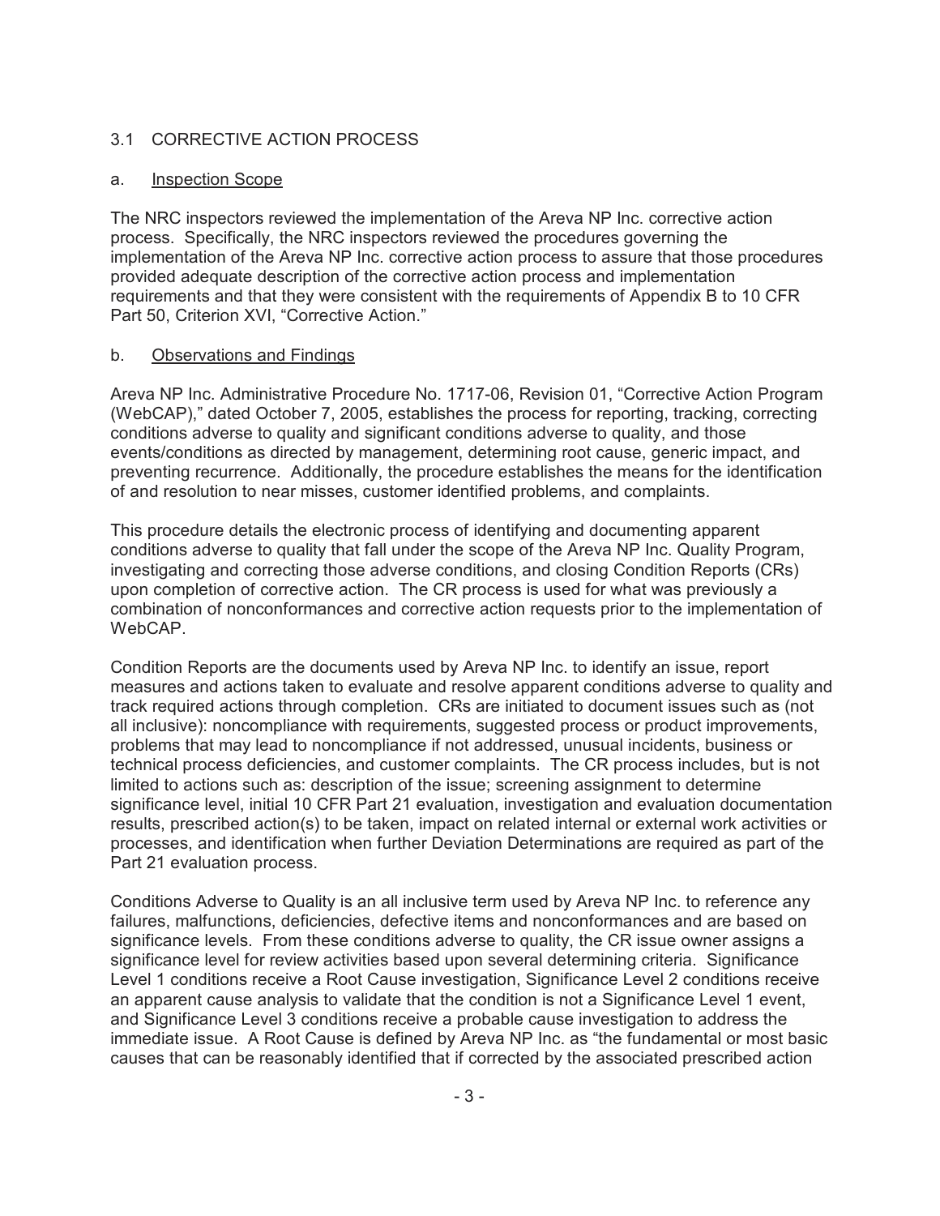## 3.1 CORRECTIVE ACTION PROCESS

### a. Inspection Scope

The NRC inspectors reviewed the implementation of the Areva NP Inc. corrective action process. Specifically, the NRC inspectors reviewed the procedures governing the implementation of the Areva NP Inc. corrective action process to assure that those procedures provided adequate description of the corrective action process and implementation requirements and that they were consistent with the requirements of Appendix B to 10 CFR Part 50, Criterion XVI, "Corrective Action."

### b. Observations and Findings

Areva NP Inc. Administrative Procedure No. 1717-06, Revision 01, "Corrective Action Program (WebCAP)," dated October 7, 2005, establishes the process for reporting, tracking, correcting conditions adverse to quality and significant conditions adverse to quality, and those events/conditions as directed by management, determining root cause, generic impact, and preventing recurrence. Additionally, the procedure establishes the means for the identification of and resolution to near misses, customer identified problems, and complaints.

This procedure details the electronic process of identifying and documenting apparent conditions adverse to quality that fall under the scope of the Areva NP Inc. Quality Program, investigating and correcting those adverse conditions, and closing Condition Reports (CRs) upon completion of corrective action. The CR process is used for what was previously a combination of nonconformances and corrective action requests prior to the implementation of WebCAP.

Condition Reports are the documents used by Areva NP Inc. to identify an issue, report measures and actions taken to evaluate and resolve apparent conditions adverse to quality and track required actions through completion. CRs are initiated to document issues such as (not all inclusive): noncompliance with requirements, suggested process or product improvements, problems that may lead to noncompliance if not addressed, unusual incidents, business or technical process deficiencies, and customer complaints. The CR process includes, but is not limited to actions such as: description of the issue; screening assignment to determine significance level, initial 10 CFR Part 21 evaluation, investigation and evaluation documentation results, prescribed action(s) to be taken, impact on related internal or external work activities or processes, and identification when further Deviation Determinations are required as part of the Part 21 evaluation process.

Conditions Adverse to Quality is an all inclusive term used by Areva NP Inc. to reference any failures, malfunctions, deficiencies, defective items and nonconformances and are based on significance levels. From these conditions adverse to quality, the CR issue owner assigns a significance level for review activities based upon several determining criteria. Significance Level 1 conditions receive a Root Cause investigation, Significance Level 2 conditions receive an apparent cause analysis to validate that the condition is not a Significance Level 1 event, and Significance Level 3 conditions receive a probable cause investigation to address the immediate issue. A Root Cause is defined by Areva NP Inc. as "the fundamental or most basic causes that can be reasonably identified that if corrected by the associated prescribed action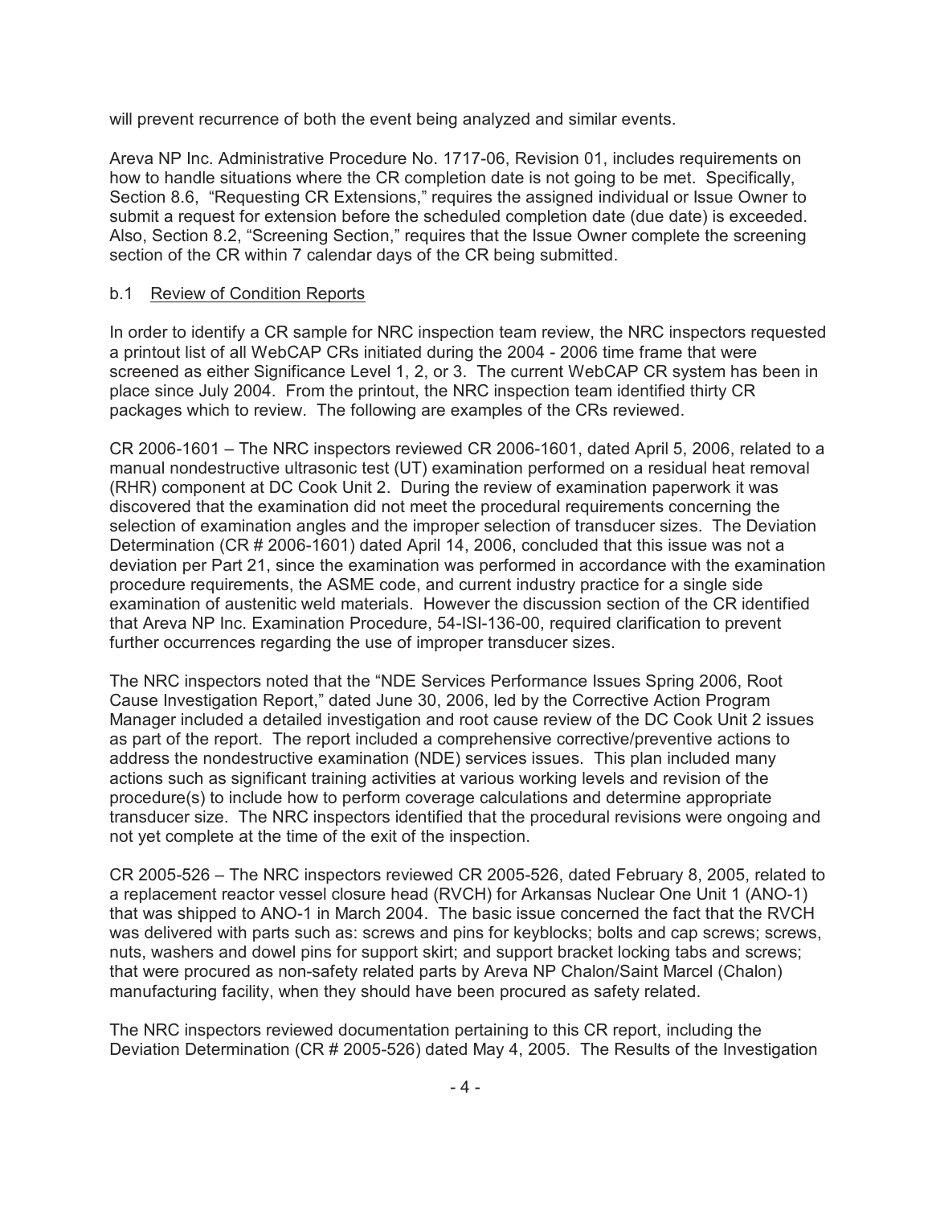will prevent recurrence of both the event being analyzed and similar events.

Areva NP Inc. Administrative Procedure No. 1717-06, Revision 01, includes requirements on how to handle situations where the CR completion date is not going to be met. Specifically, Section 8.6, "Requesting CR Extensions," requires the assigned individual or Issue Owner to submit a request for extension before the scheduled completion date (due date) is exceeded. Also, Section 8.2, "Screening Section," requires that the Issue Owner complete the screening section of the CR within 7 calendar days of the CR being submitted.

b.1 Review of Condition Reports

In order to identify a CR sample for NRC inspection team review, the NRC inspectors requested a printout list of all WebCAP CRs initiated during the 2004 - 2006 time frame that were screened as either Significance Level 1, 2, or 3. The current WebCAP CR system has been in place since July 2004. From the printout, the NRC inspection team identified thirty CR packages which to review. The following are examples of the CRs reviewed.

CR 2006-1601 – The NRC inspectors reviewed CR 2006-1601, dated April 5, 2006, related to a manual nondestructive ultrasonic test (UT) examination performed on a residual heat removal (RHR) component at DC Cook Unit 2. During the review of examination paperwork it was discovered that the examination did not meet the procedural requirements concerning the selection of examination angles and the improper selection of transducer sizes. The Deviation Determination (CR # 2006-1601) dated April 14, 2006, concluded that this issue was not a deviation per Part 21, since the examination was performed in accordance with the examination procedure requirements, the ASME code, and current industry practice for a single side examination of austenitic weld materials. However the discussion section of the CR identified that Areva NP Inc. Examination Procedure, 54-ISI-136-00, required clarification to prevent further occurrences regarding the use of improper transducer sizes.

The NRC inspectors noted that the "NDE Services Performance Issues Spring 2006, Root Cause Investigation Report," dated June 30, 2006, led by the Corrective Action Program Manager included a detailed investigation and root cause review of the DC Cook Unit 2 issues as part of the report. The report included a comprehensive corrective/preventive actions to address the nondestructive examination (NDE) services issues. This plan included many actions such as significant training activities at various working levels and revision of the procedure(s) to include how to perform coverage calculations and determine appropriate transducer size. The NRC inspectors identified that the procedural revisions were ongoing and not yet complete at the time of the exit of the inspection.

CR 2005-526 – The NRC inspectors reviewed CR 2005-526, dated February 8, 2005, related to a replacement reactor vessel closure head (RVCH) for Arkansas Nuclear One Unit 1 (ANO-1) that was shipped to ANO-1 in March 2004. The basic issue concerned the fact that the RVCH was delivered with parts such as: screws and pins for keyblocks; bolts and cap screws; screws, nuts, washers and dowel pins for support skirt; and support bracket locking tabs and screws; that were procured as non-safety related parts by Areva NP Chalon/Saint Marcel (Chalon) manufacturing facility, when they should have been procured as safety related.

The NRC inspectors reviewed documentation pertaining to this CR report, including the Deviation Determination (CR # 2005-526) dated May 4, 2005. The Results of the Investigation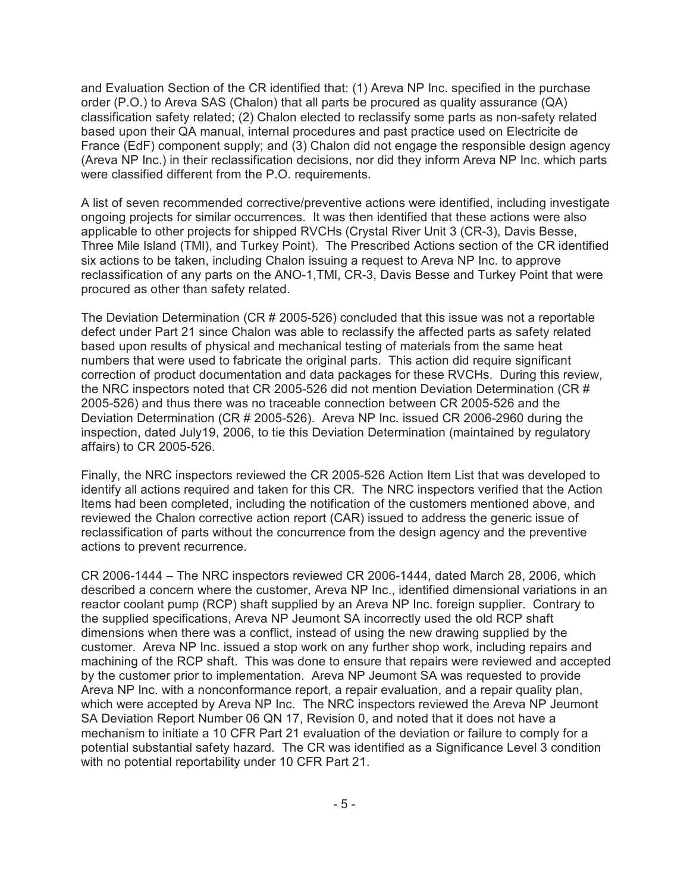and Evaluation Section of the CR identified that: (1) Areva NP Inc. specified in the purchase order (P.O.) to Areva SAS (Chalon) that all parts be procured as quality assurance (QA) classification safety related; (2) Chalon elected to reclassify some parts as non-safety related based upon their QA manual, internal procedures and past practice used on Electricite de France (EdF) component supply; and (3) Chalon did not engage the responsible design agency (Areva NP Inc.) in their reclassification decisions, nor did they inform Areva NP Inc. which parts were classified different from the P.O. requirements.

A list of seven recommended corrective/preventive actions were identified, including investigate ongoing projects for similar occurrences. It was then identified that these actions were also applicable to other projects for shipped RVCHs (Crystal River Unit 3 (CR-3), Davis Besse, Three Mile Island (TMI), and Turkey Point). The Prescribed Actions section of the CR identified six actions to be taken, including Chalon issuing a request to Areva NP Inc. to approve reclassification of any parts on the ANO-1,TMI, CR-3, Davis Besse and Turkey Point that were procured as other than safety related.

The Deviation Determination (CR # 2005-526) concluded that this issue was not a reportable defect under Part 21 since Chalon was able to reclassify the affected parts as safety related based upon results of physical and mechanical testing of materials from the same heat numbers that were used to fabricate the original parts. This action did require significant correction of product documentation and data packages for these RVCHs. During this review, the NRC inspectors noted that CR 2005-526 did not mention Deviation Determination (CR # 2005-526) and thus there was no traceable connection between CR 2005-526 and the Deviation Determination (CR # 2005-526). Areva NP Inc. issued CR 2006-2960 during the inspection, dated July19, 2006, to tie this Deviation Determination (maintained by regulatory affairs) to CR 2005-526.

Finally, the NRC inspectors reviewed the CR 2005-526 Action Item List that was developed to identify all actions required and taken for this CR. The NRC inspectors verified that the Action Items had been completed, including the notification of the customers mentioned above, and reviewed the Chalon corrective action report (CAR) issued to address the generic issue of reclassification of parts without the concurrence from the design agency and the preventive actions to prevent recurrence.

CR 2006-1444 – The NRC inspectors reviewed CR 2006-1444, dated March 28, 2006, which described a concern where the customer, Areva NP Inc., identified dimensional variations in an reactor coolant pump (RCP) shaft supplied by an Areva NP Inc. foreign supplier. Contrary to the supplied specifications, Areva NP Jeumont SA incorrectly used the old RCP shaft dimensions when there was a conflict, instead of using the new drawing supplied by the customer. Areva NP Inc. issued a stop work on any further shop work, including repairs and machining of the RCP shaft. This was done to ensure that repairs were reviewed and accepted by the customer prior to implementation. Areva NP Jeumont SA was requested to provide Areva NP Inc. with a nonconformance report, a repair evaluation, and a repair quality plan, which were accepted by Areva NP Inc. The NRC inspectors reviewed the Areva NP Jeumont SA Deviation Report Number 06 QN 17, Revision 0, and noted that it does not have a mechanism to initiate a 10 CFR Part 21 evaluation of the deviation or failure to comply for a potential substantial safety hazard. The CR was identified as a Significance Level 3 condition with no potential reportability under 10 CFR Part 21.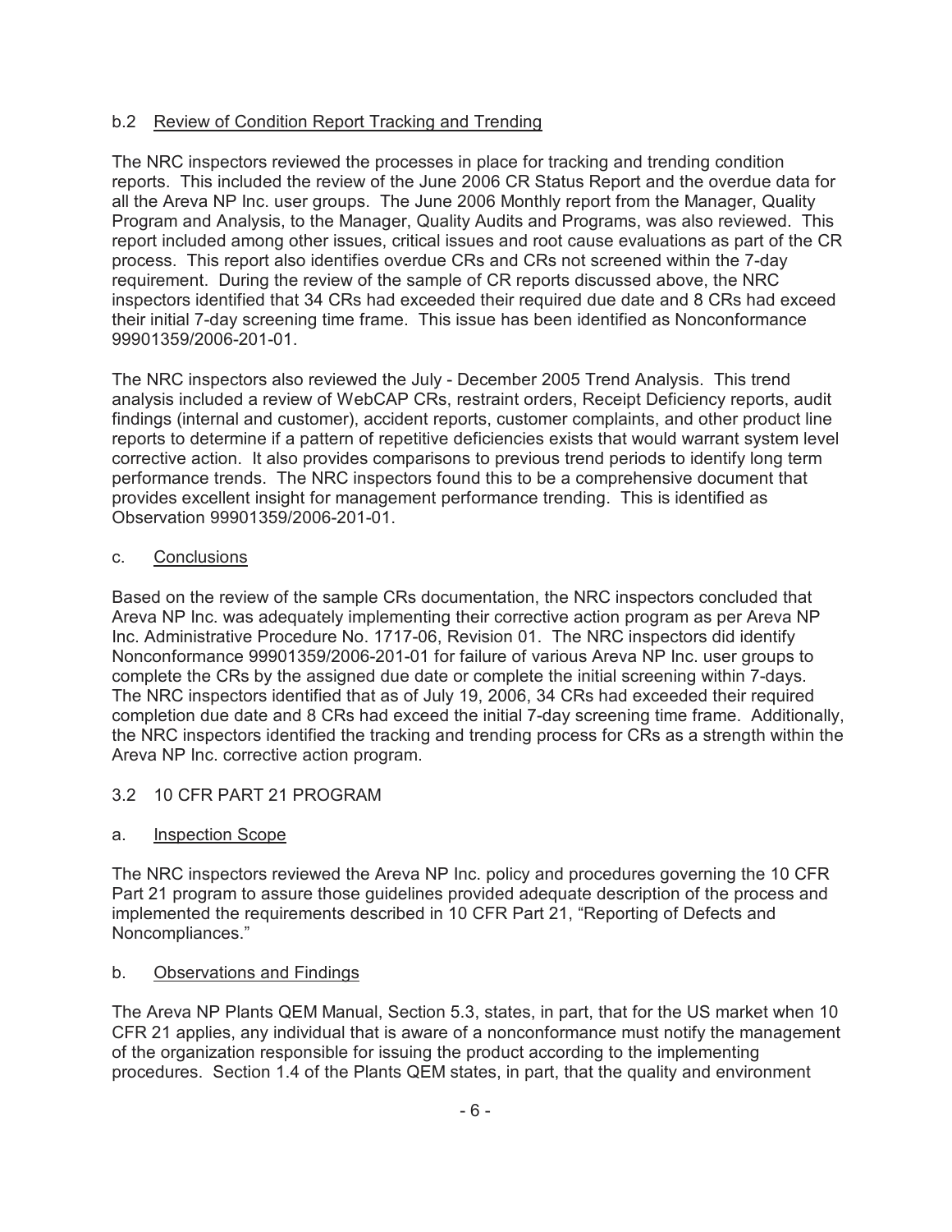b.2 Review of Condition Report Tracking and Trending

The NRC inspectors reviewed the processes in place for tracking and trending condition reports. This included the review of the June 2006 CR Status Report and the overdue data for all the Areva NP Inc. user groups. The June 2006 Monthly report from the Manager, Quality Program and Analysis, to the Manager, Quality Audits and Programs, was also reviewed. This report included among other issues, critical issues and root cause evaluations as part of the CR process. This report also identifies overdue CRs and CRs not screened within the 7-day requirement. During the review of the sample of CR reports discussed above, the NRC inspectors identified that 34 CRs had exceeded their required due date and 8 CRs had exceed their initial 7-day screening time frame. This issue has been identified as Nonconformance 99901359/2006-201-01.

The NRC inspectors also reviewed the July - December 2005 Trend Analysis. This trend analysis included a review of WebCAP CRs, restraint orders, Receipt Deficiency reports, audit findings (internal and customer), accident reports, customer complaints, and other product line reports to determine if a pattern of repetitive deficiencies exists that would warrant system level corrective action. It also provides comparisons to previous trend periods to identify long term performance trends. The NRC inspectors found this to be a comprehensive document that provides excellent insight for management performance trending. This is identified as Observation 99901359/2006-201-01.

c. Conclusions

Based on the review of the sample CRs documentation, the NRC inspectors concluded that Areva NP Inc. was adequately implementing their corrective action program as per Areva NP Inc. Administrative Procedure No. 1717-06, Revision 01. The NRC inspectors did identify Nonconformance 99901359/2006-201-01 for failure of various Areva NP Inc. user groups to complete the CRs by the assigned due date or complete the initial screening within 7-days. The NRC inspectors identified that as of July 19, 2006, 34 CRs had exceeded their required completion due date and 8 CRs had exceed the initial 7-day screening time frame. Additionally, the NRC inspectors identified the tracking and trending process for CRs as a strength within the Areva NP Inc. corrective action program.

## 3.2 10 CFR PART 21 PROGRAM

a. Inspection Scope

The NRC inspectors reviewed the Areva NP Inc. policy and procedures governing the 10 CFR Part 21 program to assure those guidelines provided adequate description of the process and implemented the requirements described in 10 CFR Part 21, "Reporting of Defects and Noncompliances."

b. Observations and Findings

The Areva NP Plants QEM Manual, Section 5.3, states, in part, that for the US market when 10 CFR 21 applies, any individual that is aware of a nonconformance must notify the management of the organization responsible for issuing the product according to the implementing procedures. Section 1.4 of the Plants QEM states, in part, that the quality and environment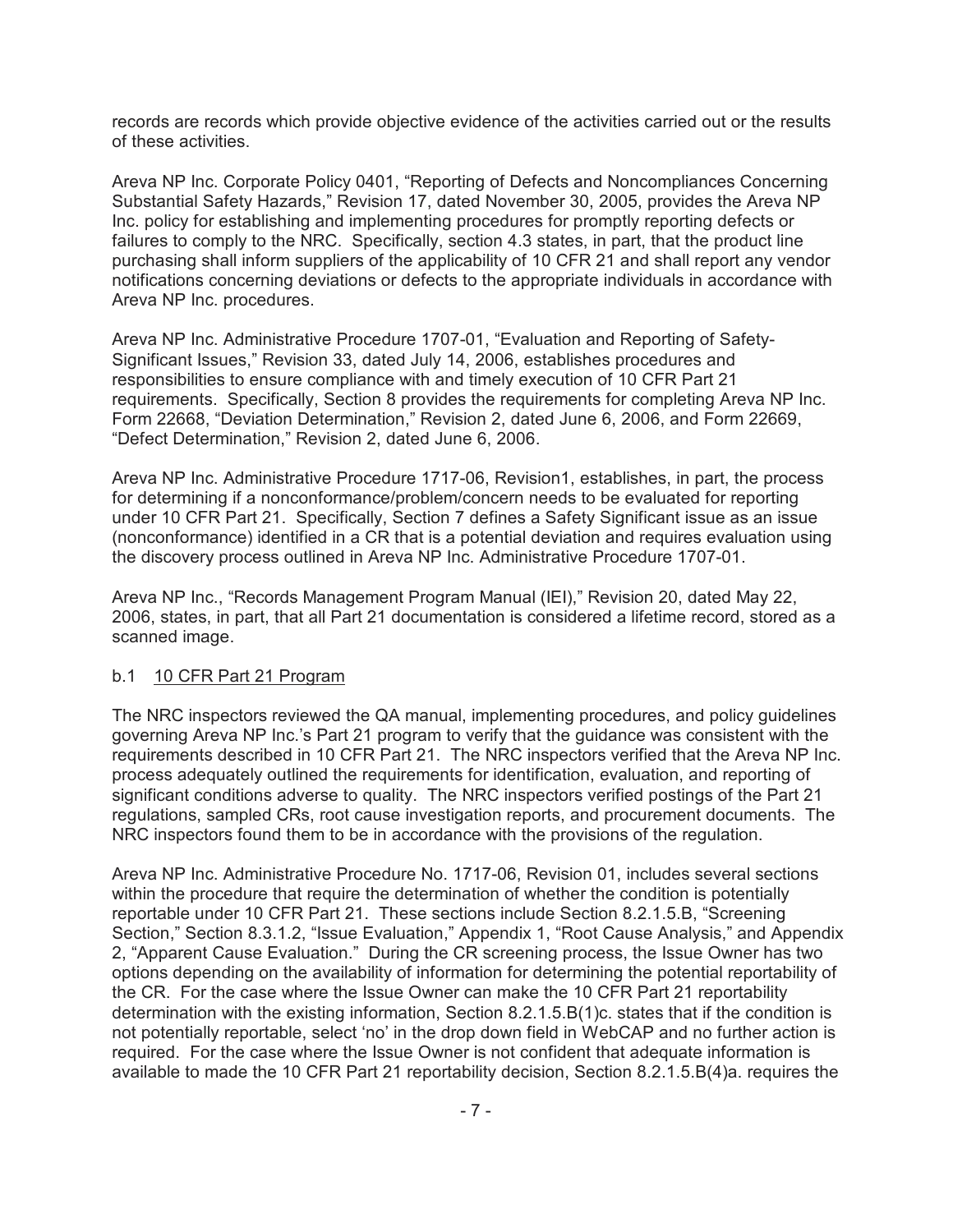records are records which provide objective evidence of the activities carried out or the results of these activities.

Areva NP Inc. Corporate Policy 0401, "Reporting of Defects and Noncompliances Concerning Substantial Safety Hazards," Revision 17, dated November 30, 2005, provides the Areva NP Inc. policy for establishing and implementing procedures for promptly reporting defects or failures to comply to the NRC. Specifically, section 4.3 states, in part, that the product line purchasing shall inform suppliers of the applicability of 10 CFR 21 and shall report any vendor notifications concerning deviations or defects to the appropriate individuals in accordance with Areva NP Inc. procedures.

Areva NP Inc. Administrative Procedure 1707-01, "Evaluation and Reporting of Safety-Significant Issues," Revision 33, dated July 14, 2006, establishes procedures and responsibilities to ensure compliance with and timely execution of 10 CFR Part 21 requirements. Specifically, Section 8 provides the requirements for completing Areva NP Inc. Form 22668, "Deviation Determination," Revision 2, dated June 6, 2006, and Form 22669, "Defect Determination," Revision 2, dated June 6, 2006.

Areva NP Inc. Administrative Procedure 1717-06, Revision1, establishes, in part, the process for determining if a nonconformance/problem/concern needs to be evaluated for reporting under 10 CFR Part 21. Specifically, Section 7 defines a Safety Significant issue as an issue (nonconformance) identified in a CR that is a potential deviation and requires evaluation using the discovery process outlined in Areva NP Inc. Administrative Procedure 1707-01.

Areva NP Inc., "Records Management Program Manual (IEI)," Revision 20, dated May 22, 2006, states, in part, that all Part 21 documentation is considered a lifetime record, stored as a scanned image.

b.1 <u>10 CFR Part 21 Program</u>

The NRC inspectors reviewed the QA manual, implementing procedures, and policy guidelines governing Areva NP Inc.'s Part 21 program to verify that the guidance was consistent with the requirements described in 10 CFR Part 21. The NRC inspectors verified that the Areva NP Inc. process adequately outlined the requirements for identification, evaluation, and reporting of significant conditions adverse to quality. The NRC inspectors verified postings of the Part 21 regulations, sampled CRs, root cause investigation reports, and procurement documents. The NRC inspectors found them to be in accordance with the provisions of the regulation.

Areva NP Inc. Administrative Procedure No. 1717-06, Revision 01, includes several sections within the procedure that require the determination of whether the condition is potentially reportable under 10 CFR Part 21. These sections include Section 8.2.1.5.B, "Screening Section," Section 8.3.1.2, "Issue Evaluation," Appendix 1, "Root Cause Analysis," and Appendix 2, "Apparent Cause Evaluation." During the CR screening process, the Issue Owner has two options depending on the availability of information for determining the potential reportability of the CR. For the case where the Issue Owner can make the 10 CFR Part 21 reportability determination with the existing information, Section 8.2.1.5.B(1)c. states that if the condition is not potentially reportable, select 'no' in the drop down field in WebCAP and no further action is required. For the case where the Issue Owner is not confident that adequate information is available to made the 10 CFR Part 21 reportability decision, Section 8.2.1.5.B(4)a. requires the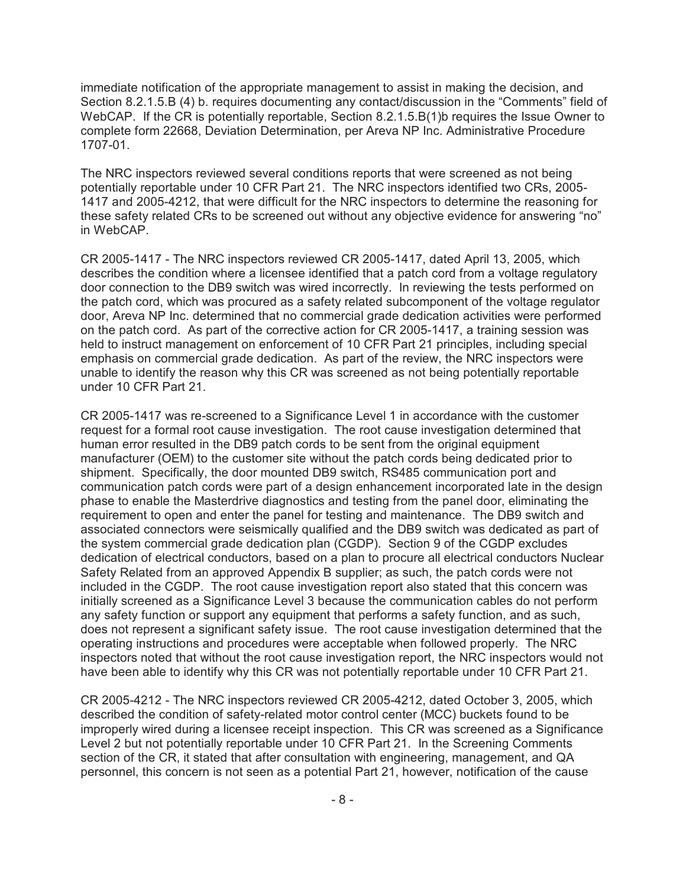immediate notification of the appropriate management to assist in making the decision, and Section 8.2.1.5.B (4) b. requires documenting any contact/discussion in the "Comments" field of WebCAP. If the CR is potentially reportable, Section 8.2.1.5.B(1)b requires the Issue Owner to complete form 22668, Deviation Determination, per Areva NP Inc. Administrative Procedure 1707-01.

The NRC inspectors reviewed several conditions reports that were screened as not being potentially reportable under 10 CFR Part 21. The NRC inspectors identified two CRs, 2005-1417 and 2005-4212, that were difficult for the NRC inspectors to determine the reasoning for these safety related CRs to be screened out without any objective evidence for answering "no" in WebCAP.

CR 2005-1417 - The NRC inspectors reviewed CR 2005-1417, dated April 13, 2005, which describes the condition where a licensee identified that a patch cord from a voltage regulatory door connection to the DB9 switch was wired incorrectly. In reviewing the tests performed on the patch cord, which was procured as a safety related subcomponent of the voltage regulator door, Areva NP Inc. determined that no commercial grade dedication activities were performed on the patch cord. As part of the corrective action for CR 2005-1417, a training session was held to instruct management on enforcement of 10 CFR Part 21 principles, including special emphasis on commercial grade dedication. As part of the review, the NRC inspectors were unable to identify the reason why this CR was screened as not being potentially reportable under 10 CFR Part 21.

CR 2005-1417 was re-screened to a Significance Level 1 in accordance with the customer request for a formal root cause investigation. The root cause investigation determined that human error resulted in the DB9 patch cords to be sent from the original equipment manufacturer (OEM) to the customer site without the patch cords being dedicated prior to shipment. Specifically, the door mounted DB9 switch, RS485 communication port and communication patch cords were part of a design enhancement incorporated late in the design phase to enable the Masterdrive diagnostics and testing from the panel door, eliminating the requirement to open and enter the panel for testing and maintenance. The DB9 switch and associated connectors were seismically qualified and the DB9 switch was dedicated as part of the system commercial grade dedication plan (CGDP). Section 9 of the CGDP excludes dedication of electrical conductors, based on a plan to procure all electrical conductors Nuclear Safety Related from an approved Appendix B supplier; as such, the patch cords were not included in the CGDP. The root cause investigation report also stated that this concern was initially screened as a Significance Level 3 because the communication cables do not perform any safety function or support any equipment that performs a safety function, and as such, does not represent a significant safety issue. The root cause investigation determined that the operating instructions and procedures were acceptable when followed properly. The NRC inspectors noted that without the root cause investigation report, the NRC inspectors would not have been able to identify why this CR was not potentially reportable under 10 CFR Part 21.

CR 2005-4212 - The NRC inspectors reviewed CR 2005-4212, dated October 3, 2005, which described the condition of safety-related motor control center (MCC) buckets found to be improperly wired during a licensee receipt inspection. This CR was screened as a Significance Level 2 but not potentially reportable under 10 CFR Part 21. In the Screening Comments section of the CR, it stated that after consultation with engineering, management, and QA personnel, this concern is not seen as a potential Part 21, however, notification of the cause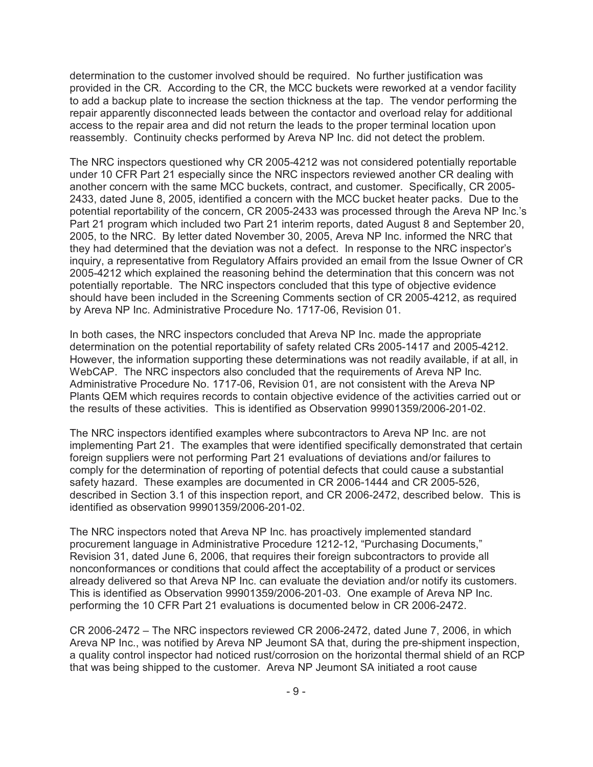determination to the customer involved should be required. No further justification was provided in the CR. According to the CR, the MCC buckets were reworked at a vendor facility to add a backup plate to increase the section thickness at the tap. The vendor performing the repair apparently disconnected leads between the contactor and overload relay for additional access to the repair area and did not return the leads to the proper terminal location upon reassembly. Continuity checks performed by Areva NP Inc. did not detect the problem.

The NRC inspectors questioned why CR 2005-4212 was not considered potentially reportable under 10 CFR Part 21 especially since the NRC inspectors reviewed another CR dealing with another concern with the same MCC buckets, contract, and customer. Specifically, CR 2005-2433, dated June 8, 2005, identified a concern with the MCC bucket heater packs. Due to the potential reportability of the concern, CR 2005-2433 was processed through the Areva NP Inc.'s Part 21 program which included two Part 21 interim reports, dated August 8 and September 20, 2005, to the NRC. By letter dated November 30, 2005, Areva NP Inc. informed the NRC that they had determined that the deviation was not a defect. In response to the NRC inspector's inquiry, a representative from Regulatory Affairs provided an email from the Issue Owner of CR 2005-4212 which explained the reasoning behind the determination that this concern was not potentially reportable. The NRC inspectors concluded that this type of objective evidence should have been included in the Screening Comments section of CR 2005-4212, as required by Areva NP Inc. Administrative Procedure No. 1717-06, Revision 01.

In both cases, the NRC inspectors concluded that Areva NP Inc. made the appropriate determination on the potential reportability of safety related CRs 2005-1417 and 2005-4212. However, the information supporting these determinations was not readily available, if at all, in WebCAP. The NRC inspectors also concluded that the requirements of Areva NP Inc. Administrative Procedure No. 1717-06, Revision 01, are not consistent with the Areva NP Plants QEM which requires records to contain objective evidence of the activities carried out or the results of these activities. This is identified as Observation 99901359/2006-201-02.

The NRC inspectors identified examples where subcontractors to Areva NP Inc. are not implementing Part 21. The examples that were identified specifically demonstrated that certain foreign suppliers were not performing Part 21 evaluations of deviations and/or failures to comply for the determination of reporting of potential defects that could cause a substantial safety hazard. These examples are documented in CR 2006-1444 and CR 2005-526, described in Section 3.1 of this inspection report, and CR 2006-2472, described below. This is identified as observation 99901359/2006-201-02.

The NRC inspectors noted that Areva NP Inc. has proactively implemented standard procurement language in Administrative Procedure 1212-12, "Purchasing Documents," Revision 31, dated June 6, 2006, that requires their foreign subcontractors to provide all nonconformances or conditions that could affect the acceptability of a product or services already delivered so that Areva NP Inc. can evaluate the deviation and/or notify its customers. This is identified as Observation 99901359/2006-201-03. One example of Areva NP Inc. performing the 10 CFR Part 21 evaluations is documented below in CR 2006-2472.

CR 2006-2472 – The NRC inspectors reviewed CR 2006-2472, dated June 7, 2006, in which Areva NP Inc., was notified by Areva NP Jeumont SA that, during the pre-shipment inspection, a quality control inspector had noticed rust/corrosion on the horizontal thermal shield of an RCP that was being shipped to the customer. Areva NP Jeumont SA initiated a root cause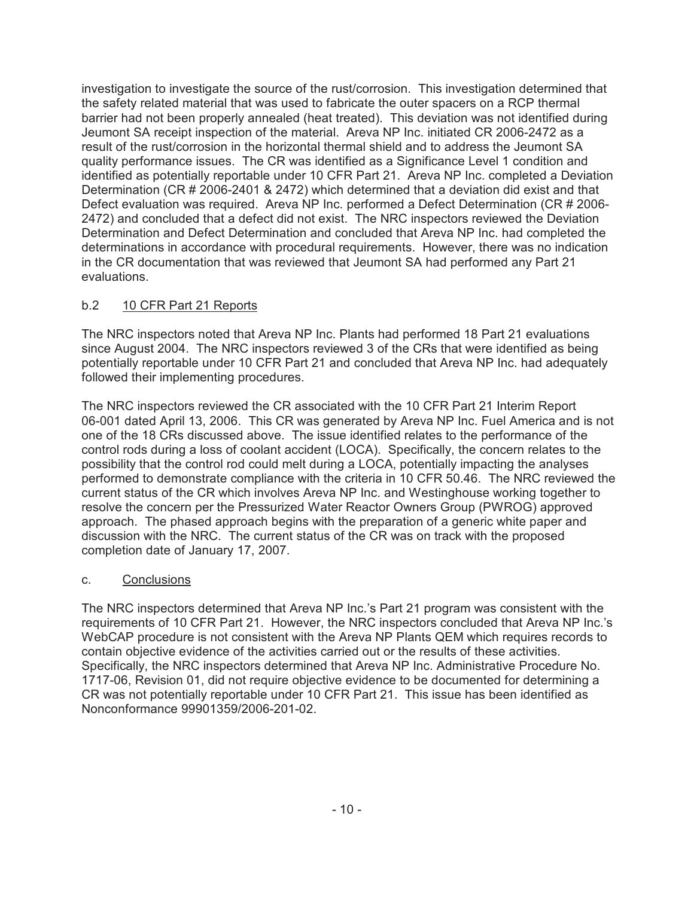investigation to investigate the source of the rust/corrosion. This investigation determined that the safety related material that was used to fabricate the outer spacers on a RCP thermal barrier had not been properly annealed (heat treated). This deviation was not identified during Jeumont SA receipt inspection of the material. Areva NP Inc. initiated CR 2006-2472 as a result of the rust/corrosion in the horizontal thermal shield and to address the Jeumont SA quality performance issues. The CR was identified as a Significance Level 1 condition and identified as potentially reportable under 10 CFR Part 21. Areva NP Inc. completed a Deviation Determination (CR # 2006-2401 & 2472) which determined that a deviation did exist and that Defect evaluation was required. Areva NP Inc. performed a Defect Determination (CR # 2006-2472) and concluded that a defect did not exist. The NRC inspectors reviewed the Deviation Determination and Defect Determination and concluded that Areva NP Inc. had completed the determinations in accordance with procedural requirements. However, there was no indication in the CR documentation that was reviewed that Jeumont SA had performed any Part 21 evaluations.

b.2 <u>10 CFR Part 21 Reports</u>

The NRC inspectors noted that Areva NP Inc. Plants had performed 18 Part 21 evaluations since August 2004. The NRC inspectors reviewed 3 of the CRs that were identified as being potentially reportable under 10 CFR Part 21 and concluded that Areva NP Inc. had adequately followed their implementing procedures.

The NRC inspectors reviewed the CR associated with the 10 CFR Part 21 Interim Report 06-001 dated April 13, 2006. This CR was generated by Areva NP Inc. Fuel America and is not one of the 18 CRs discussed above. The issue identified relates to the performance of the control rods during a loss of coolant accident (LOCA). Specifically, the concern relates to the possibility that the control rod could melt during a LOCA, potentially impacting the analyses performed to demonstrate compliance with the criteria in 10 CFR 50.46. The NRC reviewed the current status of the CR which involves Areva NP Inc. and Westinghouse working together to resolve the concern per the Pressurized Water Reactor Owners Group (PWROG) approved approach. The phased approach begins with the preparation of a generic white paper and discussion with the NRC. The current status of the CR was on track with the proposed completion date of January 17, 2007.

c. <u>Conclusions</u>

The NRC inspectors determined that Areva NP Inc.'s Part 21 program was consistent with the requirements of 10 CFR Part 21. However, the NRC inspectors concluded that Areva NP Inc.'s WebCAP procedure is not consistent with the Areva NP Plants QEM which requires records to contain objective evidence of the activities carried out or the results of these activities. Specifically, the NRC inspectors determined that Areva NP Inc. Administrative Procedure No. 1717-06, Revision 01, did not require objective evidence to be documented for determining a CR was not potentially reportable under 10 CFR Part 21. This issue has been identified as Nonconformance 99901359/2006-201-02.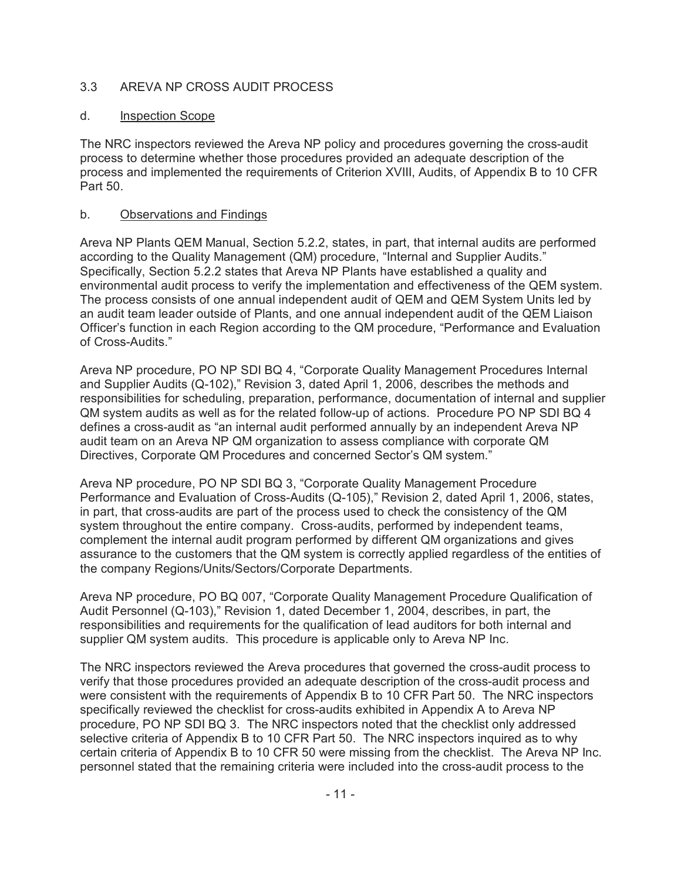## 3.3 AREVA NP CROSS AUDIT PROCESS

### d. Inspection Scope

The NRC inspectors reviewed the Areva NP policy and procedures governing the cross-audit process to determine whether those procedures provided an adequate description of the process and implemented the requirements of Criterion XVIII, Audits, of Appendix B to 10 CFR Part 50.

### b. Observations and Findings

Areva NP Plants QEM Manual, Section 5.2.2, states, in part, that internal audits are performed according to the Quality Management (QM) procedure, "Internal and Supplier Audits." Specifically, Section 5.2.2 states that Areva NP Plants have established a quality and environmental audit process to verify the implementation and effectiveness of the QEM system. The process consists of one annual independent audit of QEM and QEM System Units led by an audit team leader outside of Plants, and one annual independent audit of the QEM Liaison Officer's function in each Region according to the QM procedure, "Performance and Evaluation of Cross-Audits."

Areva NP procedure, PO NP SDI BQ 4, "Corporate Quality Management Procedures Internal and Supplier Audits (Q-102)," Revision 3, dated April 1, 2006, describes the methods and responsibilities for scheduling, preparation, performance, documentation of internal and supplier QM system audits as well as for the related follow-up of actions. Procedure PO NP SDI BQ 4 defines a cross-audit as "an internal audit performed annually by an independent Areva NP audit team on an Areva NP QM organization to assess compliance with corporate QM Directives, Corporate QM Procedures and concerned Sector's QM system."

Areva NP procedure, PO NP SDI BQ 3, "Corporate Quality Management Procedure Performance and Evaluation of Cross-Audits (Q-105)," Revision 2, dated April 1, 2006, states, in part, that cross-audits are part of the process used to check the consistency of the QM system throughout the entire company. Cross-audits, performed by independent teams, complement the internal audit program performed by different QM organizations and gives assurance to the customers that the QM system is correctly applied regardless of the entities of the company Regions/Units/Sectors/Corporate Departments.

Areva NP procedure, PO BQ 007, "Corporate Quality Management Procedure Qualification of Audit Personnel (Q-103)," Revision 1, dated December 1, 2004, describes, in part, the responsibilities and requirements for the qualification of lead auditors for both internal and supplier QM system audits. This procedure is applicable only to Areva NP Inc.

The NRC inspectors reviewed the Areva procedures that governed the cross-audit process to verify that those procedures provided an adequate description of the cross-audit process and were consistent with the requirements of Appendix B to 10 CFR Part 50. The NRC inspectors specifically reviewed the checklist for cross-audits exhibited in Appendix A to Areva NP procedure, PO NP SDI BQ 3. The NRC inspectors noted that the checklist only addressed selective criteria of Appendix B to 10 CFR Part 50. The NRC inspectors inquired as to why certain criteria of Appendix B to 10 CFR 50 were missing from the checklist. The Areva NP Inc. personnel stated that the remaining criteria were included into the cross-audit process to the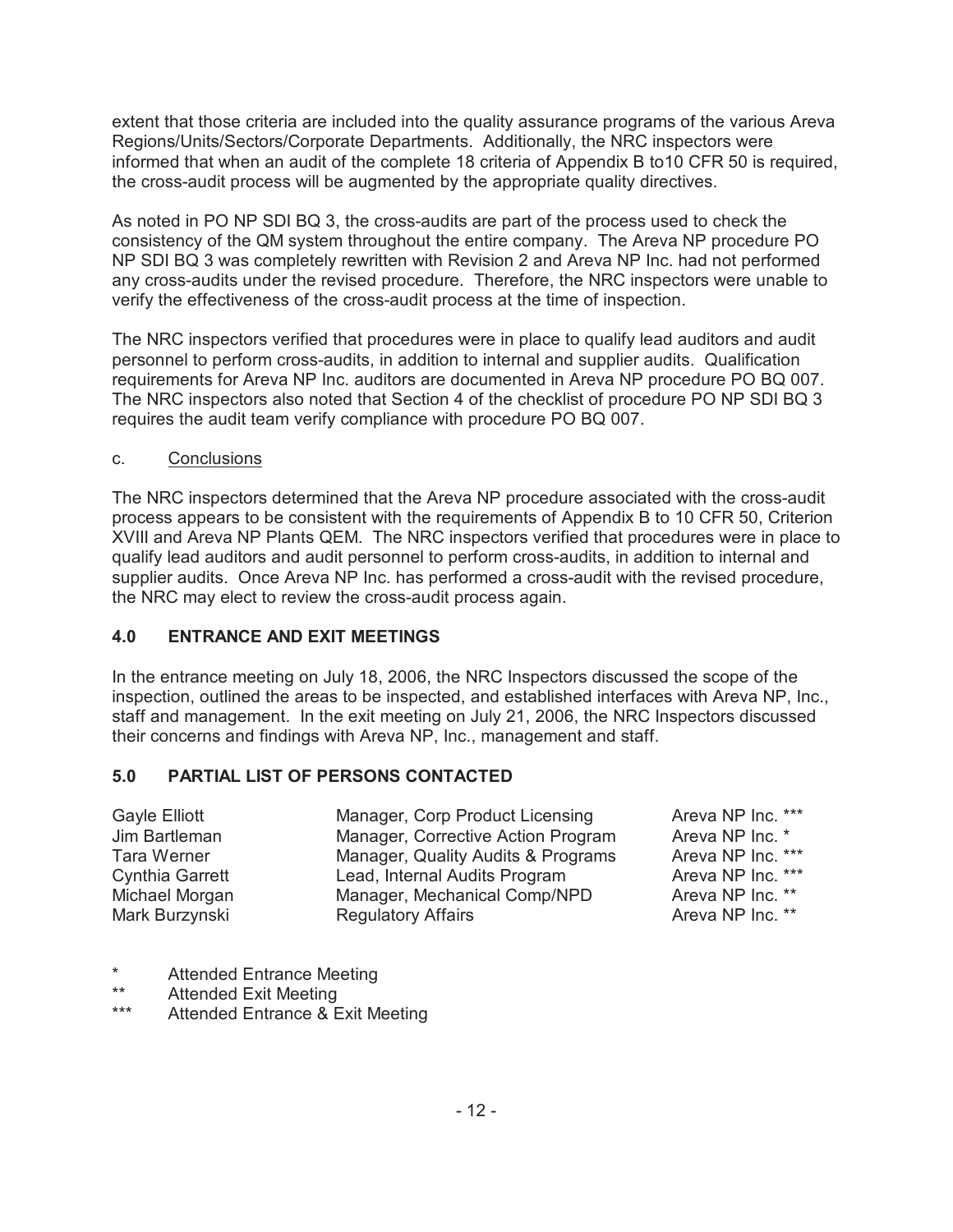extent that those criteria are included into the quality assurance programs of the various Areva Regions/Units/Sectors/Corporate Departments. Additionally, the NRC inspectors were informed that when an audit of the complete 18 criteria of Appendix B to10 CFR 50 is required, the cross-audit process will be augmented by the appropriate quality directives.

As noted in PO NP SDI BQ 3, the cross-audits are part of the process used to check the consistency of the QM system throughout the entire company. The Areva NP procedure PO NP SDI BQ 3 was completely rewritten with Revision 2 and Areva NP Inc. had not performed any cross-audits under the revised procedure. Therefore, the NRC inspectors were unable to verify the effectiveness of the cross-audit process at the time of inspection.

The NRC inspectors verified that procedures were in place to qualify lead auditors and audit personnel to perform cross-audits, in addition to internal and supplier audits. Qualification requirements for Areva NP Inc. auditors are documented in Areva NP procedure PO BQ 007. The NRC inspectors also noted that Section 4 of the checklist of procedure PO NP SDI BQ 3 requires the audit team verify compliance with procedure PO BQ 007.

c. Conclusions

The NRC inspectors determined that the Areva NP procedure associated with the cross-audit process appears to be consistent with the requirements of Appendix B to 10 CFR 50, Criterion XVIII and Areva NP Plants QEM. The NRC inspectors verified that procedures were in place to qualify lead auditors and audit personnel to perform cross-audits, in addition to internal and supplier audits. Once Areva NP Inc. has performed a cross-audit with the revised procedure, the NRC may elect to review the cross-audit process again.

## 4.0 ENTRANCE AND EXIT MEETINGS

In the entrance meeting on July 18, 2006, the NRC Inspectors discussed the scope of the inspection, outlined the areas to be inspected, and established interfaces with Areva NP, Inc., staff and management. In the exit meeting on July 21, 2006, the NRC Inspectors discussed their concerns and findings with Areva NP, Inc., management and staff.

## 5.0 PARTIAL LIST OF PERSONS CONTACTED

| | | |
|---|---|---|
| Gayle Elliott | Manager, Corp Product Licensing | Areva NP Inc. *** |
| Jim Bartleman | Manager, Corrective Action Program | Areva NP Inc. * |
| Tara Werner | Manager, Quality Audits & Programs | Areva NP Inc. *** |
| Cynthia Garrett | Lead, Internal Audits Program | Areva NP Inc. *** |
| Michael Morgan | Manager, Mechanical Comp/NPD | Areva NP Inc. ** |
| Mark Burzynski | Regulatory Affairs | Areva NP Inc. ** |

\* Attended Entrance Meeting
\** Attended Exit Meeting
\*** Attended Entrance & Exit Meeting